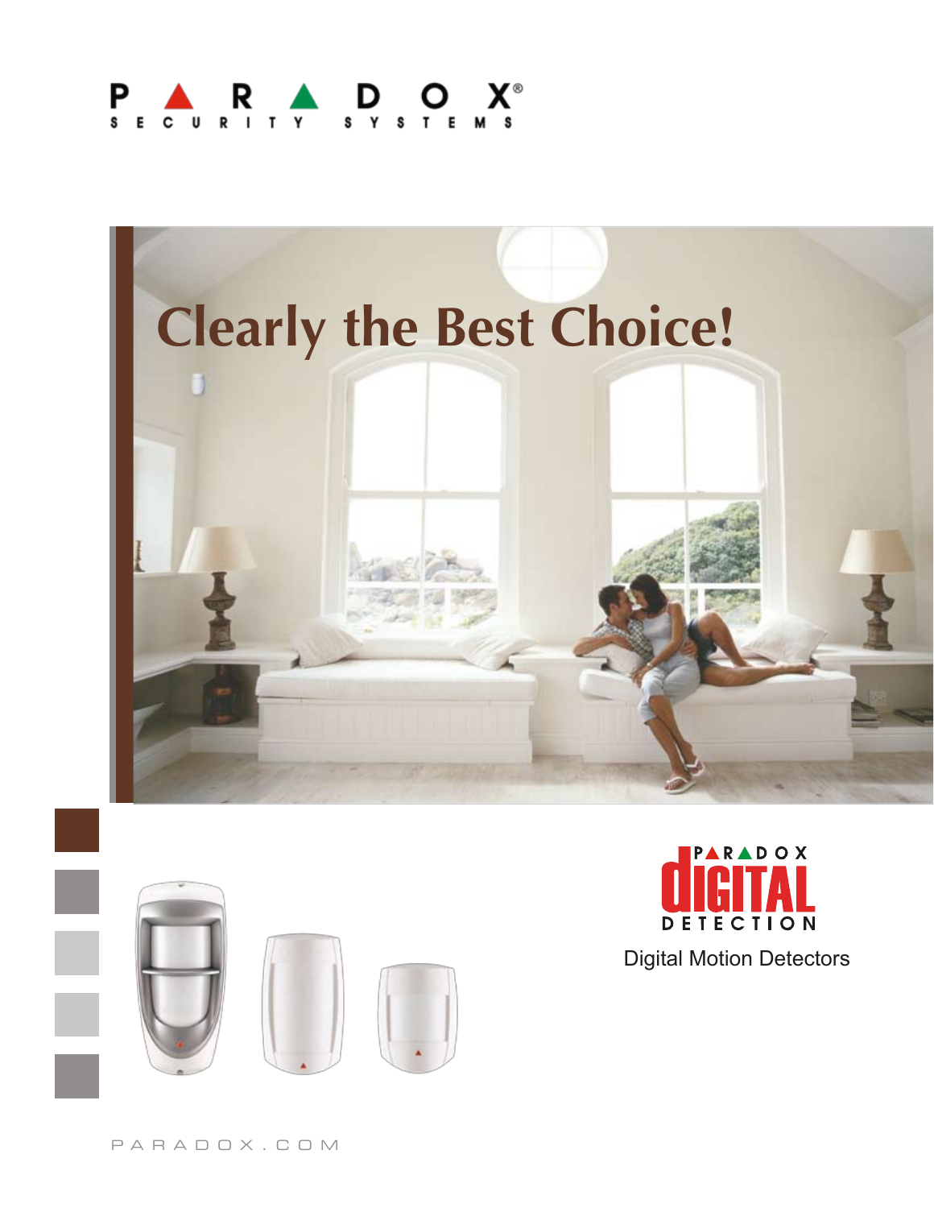PARADOX®
SECURITY SYSTEMS

# Clearly the Best Choice!

PARADOX
DIGITAL
DETECTION

Digital Motion Detectors

PARADOX.COM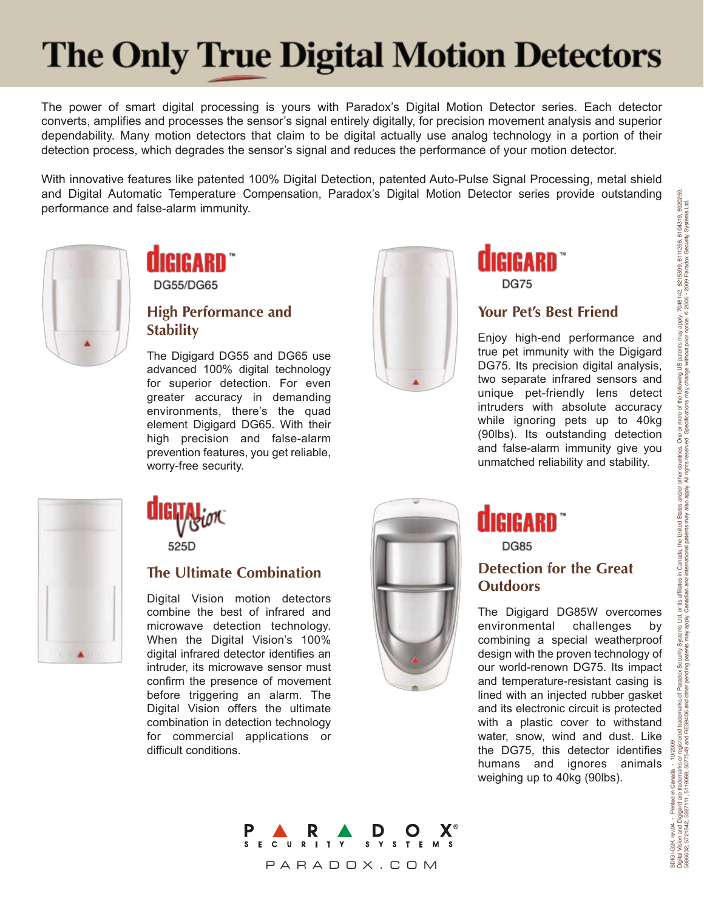# The Only True Digital Motion Detectors

The power of smart digital processing is yours with Paradox's Digital Motion Detector series. Each detector converts, amplifies and processes the sensor's signal entirely digitally, for precision movement analysis and superior dependability. Many motion detectors that claim to be digital actually use analog technology in a portion of their detection process, which degrades the sensor's signal and reduces the performance of your motion detector.

With innovative features like patented 100% Digital Detection, patented Auto-Pulse Signal Processing, metal shield and Digital Automatic Temperature Compensation, Paradox's Digital Motion Detector series provide outstanding performance and false-alarm immunity.

DIGIGARD™

DG55/DG65

## High Performance and Stability

The Digigard DG55 and DG65 use advanced 100% digital technology for superior detection. For even greater accuracy in demanding environments, there's the quad element Digigard DG65. With their high precision and false-alarm prevention features, you get reliable, worry-free security.

DIGIGARD™

DG75

## Your Pet's Best Friend

Enjoy high-end performance and true pet immunity with the Digigard DG75. Its precision digital analysis, two separate infrared sensors and unique pet-friendly lens detect intruders with absolute accuracy while ignoring pets up to 40kg (90lbs). Its outstanding detection and false-alarm immunity give you unmatched reliability and stability.

DIGITAL Vision

525D

## The Ultimate Combination

Digital Vision motion detectors combine the best of infrared and microwave detection technology. When the Digital Vision's 100% digital infrared detector identifies an intruder, its microwave sensor must confirm the presence of movement before triggering an alarm. The Digital Vision offers the ultimate combination in detection technology for commercial applications or difficult conditions.

DIGIGARD™

DG85

## Detection for the Great Outdoors

The Digigard DG85W overcomes environmental challenges by combining a special weatherproof design with the proven technology of our world-renown DG75. Its impact and temperature-resistant casing is lined with an injected rubber gasket and its electronic circuit is protected with a plastic cover to withstand water, snow, wind and dust. Like the DG75, this detector identifies humans and ignores animals weighing up to 40kg (90lbs).

PARADOX® SECURITY SYSTEMS

PARADOX.COM

SDIGI-G2K rev04 - Printed in Canada - 10/2009

Digital Vision and Digigard are trademarks or registered trademarks of Paradox Security Systems Ltd. or its affiliates in Canada, the United States and/or other countries. One or more of the following US patents may apply: 7046142, 6215399, 6111256, 6104319, 5920259, 5886632, 5721542, 5287111, 5119069, 5077549 and RE39406 and other pending patents may apply. Canadian and international patents may also apply. All rights reserved. Specifications may change without prior notice. © 2006 - 2009 Paradox Security Systems Ltd.